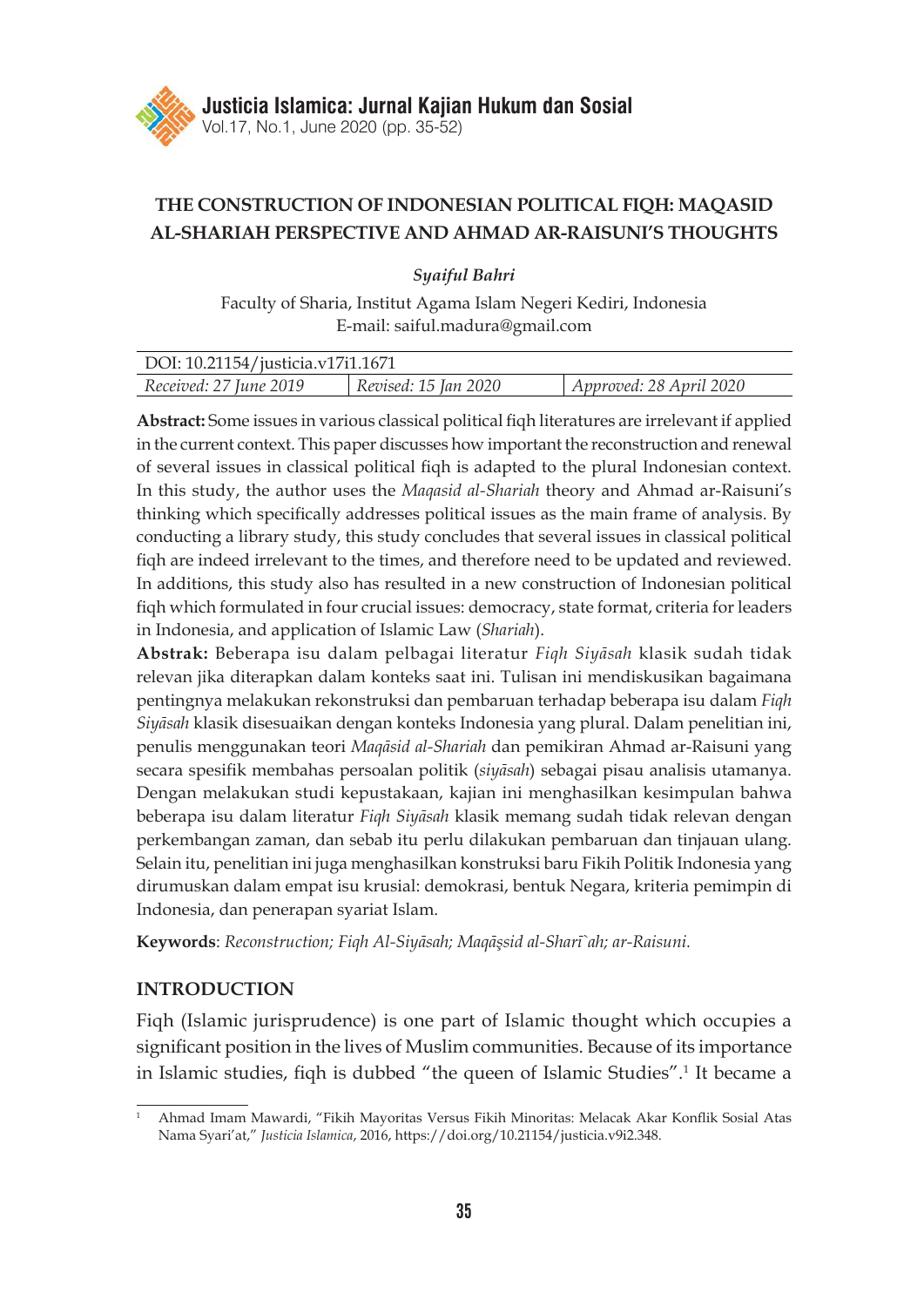# THE CONSTRUCTION OF INDONESIAN POLITICAL FIQH: MAQASID AL-SHARIAH PERSPECTIVE AND AHMAD AR-RAISUNI'S THOUGHTS

***Syaiful Bahri***

Faculty of Sharia, Institut Agama Islam Negeri Kediri, Indonesia
E-mail: saiful.madura@gmail.com

| DOI: 10.21154/justicia.v17i1.1671 | | |
|---|---|---|
| *Received: 27 June 2019* | *Revised: 15 Jan 2020* | *Approved: 28 April 2020* |

**Abstract:** Some issues in various classical political fiqh literatures are irrelevant if applied in the current context. This paper discusses how important the reconstruction and renewal of several issues in classical political fiqh is adapted to the plural Indonesian context. In this study, the author uses the *Maqasid al-Shariah* theory and Ahmad ar-Raisuni's thinking which specifically addresses political issues as the main frame of analysis. By conducting a library study, this study concludes that several issues in classical political fiqh are indeed irrelevant to the times, and therefore need to be updated and reviewed. In additions, this study also has resulted in a new construction of Indonesian political fiqh which formulated in four crucial issues: democracy, state format, criteria for leaders in Indonesia, and application of Islamic Law (*Shariah*).

**Abstrak:** Beberapa isu dalam pelbagai literatur *Fiqh Siyāsah* klasik sudah tidak relevan jika diterapkan dalam konteks saat ini. Tulisan ini mendiskusikan bagaimana pentingnya melakukan rekonstruksi dan pembaruan terhadap beberapa isu dalam *Fiqh Siyāsah* klasik disesuaikan dengan konteks Indonesia yang plural. Dalam penelitian ini, penulis menggunakan teori *Maqāsid al-Shariah* dan pemikiran Ahmad ar-Raisuni yang secara spesifik membahas persoalan politik (*siyāsah*) sebagai pisau analisis utamanya. Dengan melakukan studi kepustakaan, kajian ini menghasilkan kesimpulan bahwa beberapa isu dalam literatur *Fiqh Siyāsah* klasik memang sudah tidak relevan dengan perkembangan zaman, dan sebab itu perlu dilakukan pembaruan dan tinjauan ulang. Selain itu, penelitian ini juga menghasilkan konstruksi baru Fikih Politik Indonesia yang dirumuskan dalam empat isu krusial: demokrasi, bentuk Negara, kriteria pemimpin di Indonesia, dan penerapan syariat Islam.

**Keywords**: *Reconstruction; Fiqh Al-Siyāsah; Maqāṣṣid al-Sharī`ah; ar-Raisuni.*

## INTRODUCTION

Fiqh (Islamic jurisprudence) is one part of Islamic thought which occupies a significant position in the lives of Muslim communities. Because of its importance in Islamic studies, fiqh is dubbed "the queen of Islamic Studies".[1] It became a

---

[1] Ahmad Imam Mawardi, "Fikih Mayoritas Versus Fikih Minoritas: Melacak Akar Konflik Sosial Atas Nama Syari'at," *Justicia Islamica*, 2016, https://doi.org/10.21154/justicia.v9i2.348.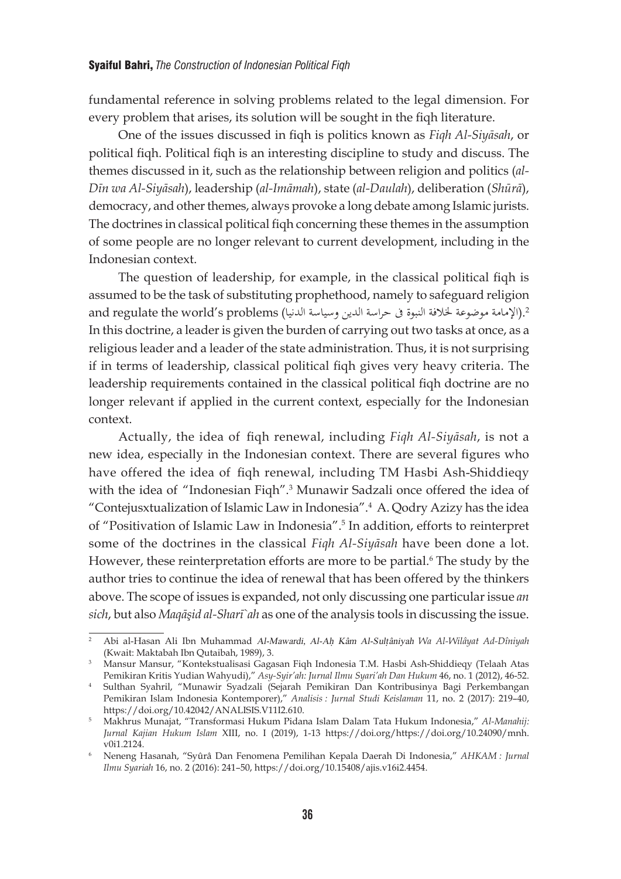fundamental reference in solving problems related to the legal dimension. For every problem that arises, its solution will be sought in the fiqh literature.

One of the issues discussed in fiqh is politics known as *Fiqh Al-Siyāsah*, or political fiqh. Political fiqh is an interesting discipline to study and discuss. The themes discussed in it, such as the relationship between religion and politics (*al-Dīn wa Al-Siyāsah*), leadership (*al-Imāmah*), state (*al-Daulah*), deliberation (*Shūrā*), democracy, and other themes, always provoke a long debate among Islamic jurists. The doctrines in classical political fiqh concerning these themes in the assumption of some people are no longer relevant to current development, including in the Indonesian context.

The question of leadership, for example, in the classical political fiqh is assumed to be the task of substituting prophethood, namely to safeguard religion and regulate the world's problems (الإمامة موضوعة لخلافة النبوة فى حراسة الدين وسياسة الدنيا).[2] In this doctrine, a leader is given the burden of carrying out two tasks at once, as a religious leader and a leader of the state administration. Thus, it is not surprising if in terms of leadership, classical political fiqh gives very heavy criteria. The leadership requirements contained in the classical political fiqh doctrine are no longer relevant if applied in the current context, especially for the Indonesian context.

Actually, the idea of fiqh renewal, including *Fiqh Al-Siyāsah*, is not a new idea, especially in the Indonesian context. There are several figures who have offered the idea of fiqh renewal, including TM Hasbi Ash-Shiddieqy with the idea of "Indonesian Fiqh".[3] Munawir Sadzali once offered the idea of "Contejusxtualization of Islamic Law in Indonesia".[4] A. Qodry Azizy has the idea of "Positivation of Islamic Law in Indonesia".[5] In addition, efforts to reinterpret some of the doctrines in the classical *Fiqh Al-Siyāsah* have been done a lot. However, these reinterpretation efforts are more to be partial.[6] The study by the author tries to continue the idea of renewal that has been offered by the thinkers above. The scope of issues is expanded, not only discussing one particular issue *an sich*, but also *Maqāṣid al-Sharī`ah* as one of the analysis tools in discussing the issue.

---

[2] Abi al-Hasan Ali Ibn Muhammad *Al-Mawardi*, *Al-Aḥ Kâm Al-Sulṭâniyah Wa Al-Wilâyat Ad-Dîniyah* (Kwait: Maktabah Ibn Qutaibah, 1989), 3.

[3] Mansur Mansur, "Kontekstualisasi Gagasan Fiqh Indonesia T.M. Hasbi Ash-Shiddieqy (Telaah Atas Pemikiran Kritis Yudian Wahyudi)," *Asy-Syir'ah: Jurnal Ilmu Syari'ah Dan Hukum* 46, no. 1 (2012), 46-52.

[4] Sulthan Syahril, "Munawir Syadzali (Sejarah Pemikiran Dan Kontribusinya Bagi Perkembangan Pemikiran Islam Indonesia Kontemporer)," *Analisis : Jurnal Studi Keislaman* 11, no. 2 (2017): 219–40, https://doi.org/10.42042/ANALISIS.V11I2.610.

[5] Makhrus Munajat, "Transformasi Hukum Pidana Islam Dalam Tata Hukum Indonesia," *Al-Manahij: Jurnal Kajian Hukum Islam* XIII, no. I (2019), 1-13 https://doi.org/https://doi.org/10.24090/mnh.v0i1.2124.

[6] Neneng Hasanah, "Syûrâ Dan Fenomena Pemilihan Kepala Daerah Di Indonesia," *AHKAM : Jurnal Ilmu Syariah* 16, no. 2 (2016): 241–50, https://doi.org/10.15408/ajis.v16i2.4454.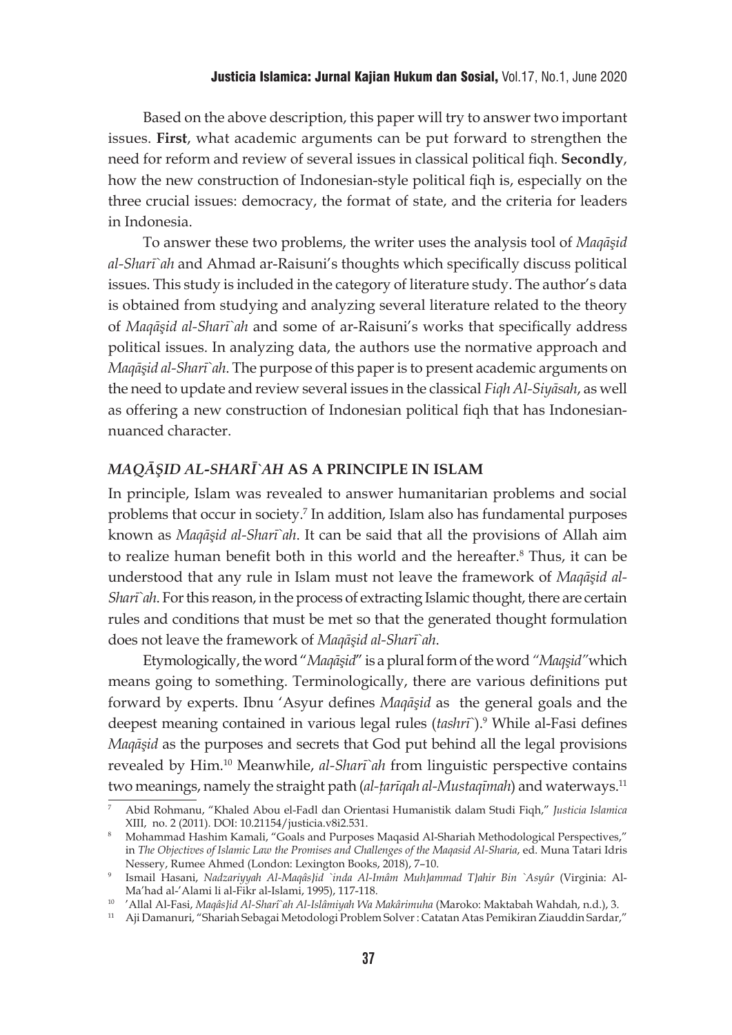Based on the above description, this paper will try to answer two important issues. **First**, what academic arguments can be put forward to strengthen the need for reform and review of several issues in classical political fiqh. **Secondly**, how the new construction of Indonesian-style political fiqh is, especially on the three crucial issues: democracy, the format of state, and the criteria for leaders in Indonesia.

To answer these two problems, the writer uses the analysis tool of *Maqāṣid al-Sharī`ah* and Ahmad ar-Raisuni's thoughts which specifically discuss political issues. This study is included in the category of literature study. The author's data is obtained from studying and analyzing several literature related to the theory of *Maqāṣid al-Sharī`ah* and some of ar-Raisuni's works that specifically address political issues. In analyzing data, the authors use the normative approach and *Maqāṣid al-Sharī`ah*. The purpose of this paper is to present academic arguments on the need to update and review several issues in the classical *Fiqh Al-Siyāsah*, as well as offering a new construction of Indonesian political fiqh that has Indonesian-nuanced character.

## *MAQĀṢID AL-SHARĪ`AH* AS A PRINCIPLE IN ISLAM

In principle, Islam was revealed to answer humanitarian problems and social problems that occur in society.[7] In addition, Islam also has fundamental purposes known as *Maqāṣid al-Sharī`ah*. It can be said that all the provisions of Allah aim to realize human benefit both in this world and the hereafter.[8] Thus, it can be understood that any rule in Islam must not leave the framework of *Maqāṣid al-Sharī`ah*. For this reason, in the process of extracting Islamic thought, there are certain rules and conditions that must be met so that the generated thought formulation does not leave the framework of *Maqāṣid al-Sharī`ah*.

Etymologically, the word "*Maqāṣid*" is a plural form of the word *"Maqṣid"* which means going to something. Terminologically, there are various definitions put forward by experts. Ibnu 'Asyur defines *Maqāṣid* as the general goals and the deepest meaning contained in various legal rules (*tashrī`*).[9] While al-Fasi defines *Maqāṣid* as the purposes and secrets that God put behind all the legal provisions revealed by Him.[10] Meanwhile, *al-Sharī`ah* from linguistic perspective contains two meanings, namely the straight path (*al-ṭarīqah al-Mustaqīmah*) and waterways.[11]

---

[7] Abid Rohmanu, "Khaled Abou el-Fadl dan Orientasi Humanistik dalam Studi Fiqh," *Justicia Islamica* XIII, no. 2 (2011). DOI: 10.21154/justicia.v8i2.531.

[8] Mohammad Hashim Kamali, "Goals and Purposes Maqasid Al-Shariah Methodological Perspectives," in *The Objectives of Islamic Law the Promises and Challenges of the Maqasid Al-Sharia*, ed. Muna Tatari Idris Nessery, Rumee Ahmed (London: Lexington Books, 2018), 7–10.

[9] Ismail Hasani, *Nadzariyyah Al-Maqâs}id `inda Al-Imâm Muh}ammad T}ahir Bin `Asyûr* (Virginia: Al-Ma'had al-'Alami li al-Fikr al-Islami, 1995), 117-118.

[10] 'Allal Al-Fasi, *Maqâs}id Al-Sharî`ah Al-Islâmiyah Wa Makârimuha* (Maroko: Maktabah Wahdah, n.d.), 3.

[11] Aji Damanuri, "Shariah Sebagai Metodologi Problem Solver : Catatan Atas Pemikiran Ziauddin Sardar,"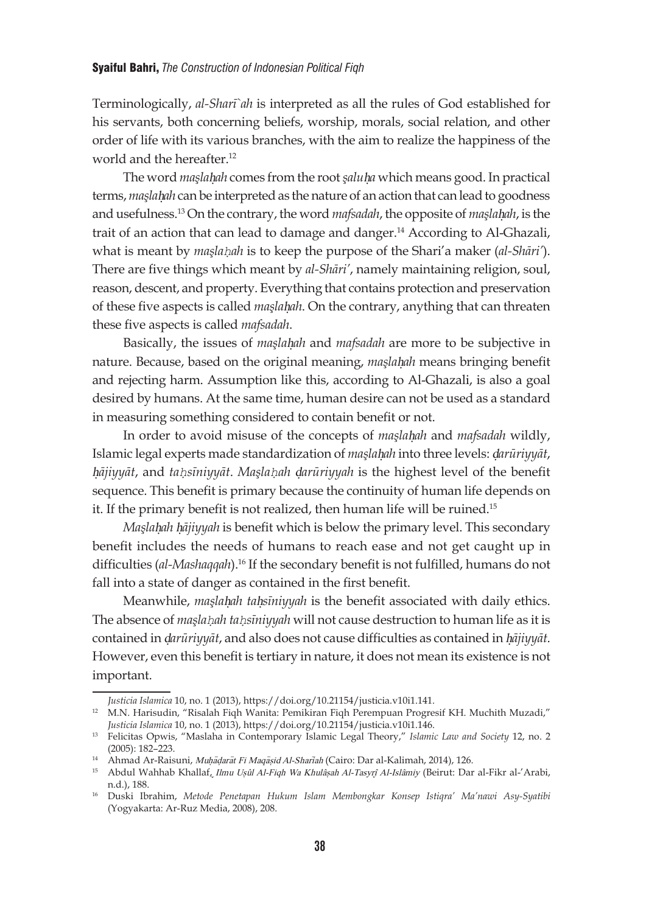Terminologically, *al-Sharī`ah* is interpreted as all the rules of God established for his servants, both concerning beliefs, worship, morals, social relation, and other order of life with its various branches, with the aim to realize the happiness of the world and the hereafter.[12]

The word *maşlaḥah* comes from the root *şaluḥa* which means good. In practical terms, *maşlaḥah* can be interpreted as the nature of an action that can lead to goodness and usefulness.[13] On the contrary, the word *mafsadah*, the opposite of *maşlaḥah*, is the trait of an action that can lead to damage and danger.[14] According to Al-Ghazali, what is meant by *maşlaḥah* is to keep the purpose of the Shari'a maker (*al-Shāri'*). There are five things which meant by *al-Shāri'*, namely maintaining religion, soul, reason, descent, and property. Everything that contains protection and preservation of these five aspects is called *maşlaḥah*. On the contrary, anything that can threaten these five aspects is called *mafsadah*.

Basically, the issues of *maşlaḥah* and *mafsadah* are more to be subjective in nature. Because, based on the original meaning, *maşlaḥah* means bringing benefit and rejecting harm. Assumption like this, according to Al-Ghazali, is also a goal desired by humans. At the same time, human desire can not be used as a standard in measuring something considered to contain benefit or not.

In order to avoid misuse of the concepts of *maşlaḥah* and *mafsadah* wildly, Islamic legal experts made standardization of *maşlaḥah* into three levels: *ḍarūriyyāt*, *ḥājiyyāt*, and *taḥsīniyyāt*. *Maşlaḥah ḍarūriyyah* is the highest level of the benefit sequence. This benefit is primary because the continuity of human life depends on it. If the primary benefit is not realized, then human life will be ruined.[15]

*Maşlaḥah ḥājiyyah* is benefit which is below the primary level. This secondary benefit includes the needs of humans to reach ease and not get caught up in difficulties (*al-Mashaqqah*).[16] If the secondary benefit is not fulfilled, humans do not fall into a state of danger as contained in the first benefit.

Meanwhile, *maşlaḥah taḥsīniyyah* is the benefit associated with daily ethics. The absence of *maşlaḥah taḥsīniyyah* will not cause destruction to human life as it is contained in *ḍarūriyyāt*, and also does not cause difficulties as contained in *ḥājiyyāt*. However, even this benefit is tertiary in nature, it does not mean its existence is not important.

---

*Justicia Islamica* 10, no. 1 (2013), https://doi.org/10.21154/justicia.v10i1.141.

[12] M.N. Harisudin, "Risalah Fiqh Wanita: Pemikiran Fiqh Perempuan Progresif KH. Muchith Muzadi," *Justicia Islamica* 10, no. 1 (2013), https://doi.org/10.21154/justicia.v10i1.146.

[13] Felicitas Opwis, "Maslaha in Contemporary Islamic Legal Theory," *Islamic Law and Society* 12, no. 2 (2005): 182–223.

[14] Ahmad Ar-Raisuni, *Muḥāḍarāt Fi Maqāṣid Al-Sharīah* (Cairo: Dar al-Kalimah, 2014), 126.

[15] Abdul Wahhab Khallaf, *Ilmu Uṣûl Al-Fiqh Wa Khulâṣah Al-Tasyrî Al-Islâmiy* (Beirut: Dar al-Fikr al-'Arabi, n.d.), 188.

[16] Duski Ibrahim, *Metode Penetapan Hukum Islam Membongkar Konsep Istiqra' Ma'nawi Asy-Syatibi* (Yogyakarta: Ar-Ruz Media, 2008), 208.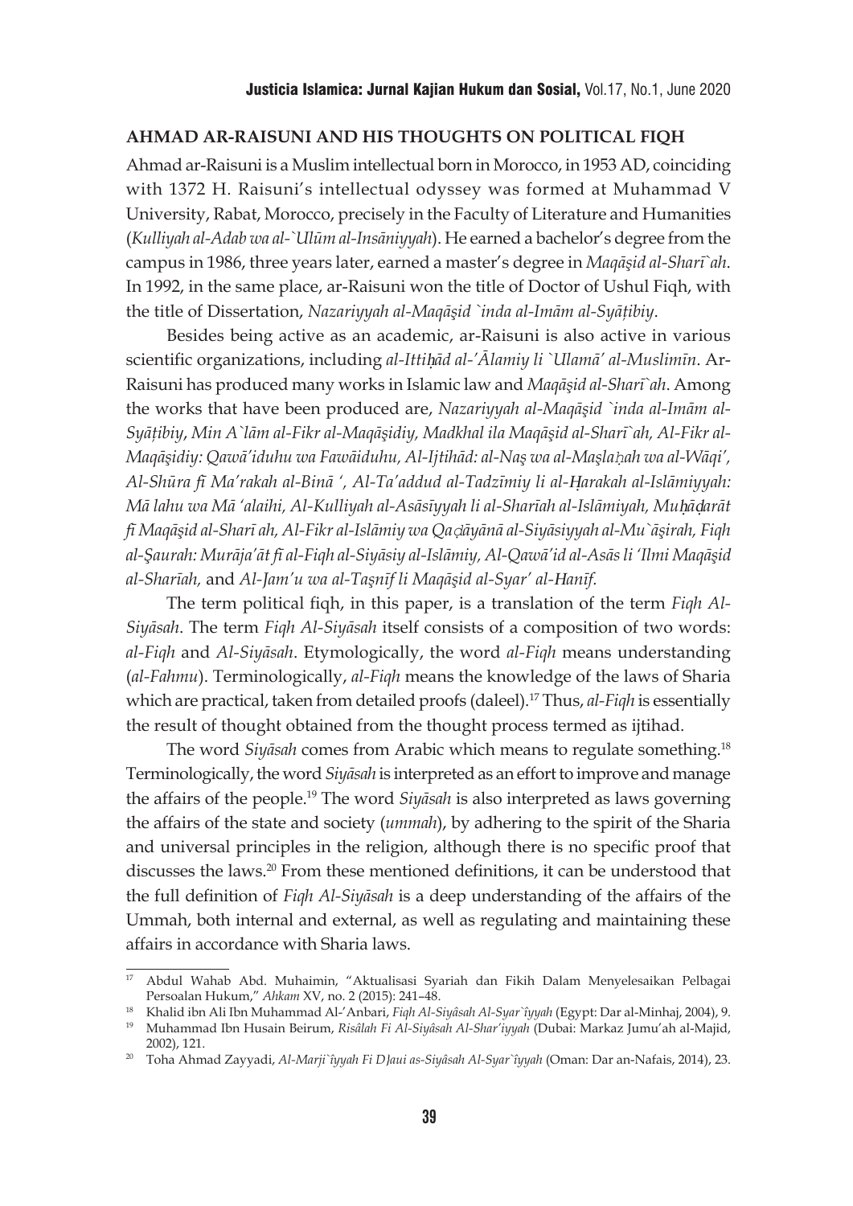## AHMAD AR-RAISUNI AND HIS THOUGHTS ON POLITICAL FIQH

Ahmad ar-Raisuni is a Muslim intellectual born in Morocco, in 1953 AD, coinciding with 1372 H. Raisuni's intellectual odyssey was formed at Muhammad V University, Rabat, Morocco, precisely in the Faculty of Literature and Humanities (*Kulliyah al-Adab wa al-`Ulūm al-Insāniyyah*). He earned a bachelor's degree from the campus in 1986, three years later, earned a master's degree in *Maqāṣid al-Sharī`ah*. In 1992, in the same place, ar-Raisuni won the title of Doctor of Ushul Fiqh, with the title of Dissertation, *Nazariyyah al-Maqāṣid `inda al-Imām al-Syāṭibiy*.

Besides being active as an academic, ar-Raisuni is also active in various scientific organizations, including *al-Ittiḥād al-'Ālamiy li `Ulamā' al-Muslimīn*. Ar-Raisuni has produced many works in Islamic law and *Maqāṣid al-Sharī`ah*. Among the works that have been produced are, *Nazariyyah al-Maqāṣid `inda al-Imām al-Syāṭibiy*, *Min A`lām al-Fikr al-Maqāṣidiy, Madkhal ila Maqāṣid al-Sharī`ah, Al-Fikr al-Maqāṣidiy: Qawā'iduhu wa Fawāiduhu, Al-Ijtihād: al-Naṣ wa al-Maṣlaḥah wa al-Wāqi', Al-Shūra fī Ma'rakah al-Binā ', Al-Ta'addud al-Tadzīmiy li al-Ḥarakah al-Islāmiyyah: Mā lahu wa Mā 'alaihi, Al-Kulliyah al-Asāsīyyah li al-Sharīah al-Islāmiyah, Muḥāḍarāt fī Maqāṣid al-Sharī ah, Al-Fikr al-Islāmiy wa Qaḍāyānā al-Siyāsiyyah al-Mu`āṣirah, Fiqh al-Ṣaurah: Murāja'āt fī al-Fiqh al-Siyāsiy al-Islāmiy, Al-Qawā'id al-Asās li 'Ilmi Maqāṣid al-Sharīah,* and *Al-Jam'u wa al-Taṣnīf li Maqāṣid al-Syar' al-Hanīf.*

The term political fiqh, in this paper, is a translation of the term *Fiqh Al-Siyāsah*. The term *Fiqh Al-Siyāsah* itself consists of a composition of two words: *al-Fiqh* and *Al-Siyāsah*. Etymologically, the word *al-Fiqh* means understanding (*al-Fahmu*). Terminologically, *al-Fiqh* means the knowledge of the laws of Sharia which are practical, taken from detailed proofs (daleel).[17] Thus, *al-Fiqh* is essentially the result of thought obtained from the thought process termed as ijtihad.

The word *Siyāsah* comes from Arabic which means to regulate something.[18] Terminologically, the word *Siyāsah* is interpreted as an effort to improve and manage the affairs of the people.[19] The word *Siyāsah* is also interpreted as laws governing the affairs of the state and society (*ummah*), by adhering to the spirit of the Sharia and universal principles in the religion, although there is no specific proof that discusses the laws.[20] From these mentioned definitions, it can be understood that the full definition of *Fiqh Al-Siyāsah* is a deep understanding of the affairs of the Ummah, both internal and external, as well as regulating and maintaining these affairs in accordance with Sharia laws.

---

[17] Abdul Wahab Abd. Muhaimin, "Aktualisasi Syariah dan Fikih Dalam Menyelesaikan Pelbagai Persoalan Hukum," *Ahkam* XV, no. 2 (2015): 241–48.

[18] Khalid ibn Ali Ibn Muhammad Al-'Anbari, *Fiqh Al-Siyâsah Al-Syar`îyyah* (Egypt: Dar al-Minhaj, 2004), 9.

[19] Muhammad Ibn Husain Beirum, *Risâlah Fi Al-Siyâsah Al-Shar'iyyah* (Dubai: Markaz Jumu'ah al-Majid, 2002), 121.

[20] Toha Ahmad Zayyadi, *Al-Marji`îyyah Fi Dhaui as-Siyâsah Al-Syar`îyyah* (Oman: Dar an-Nafais, 2014), 23.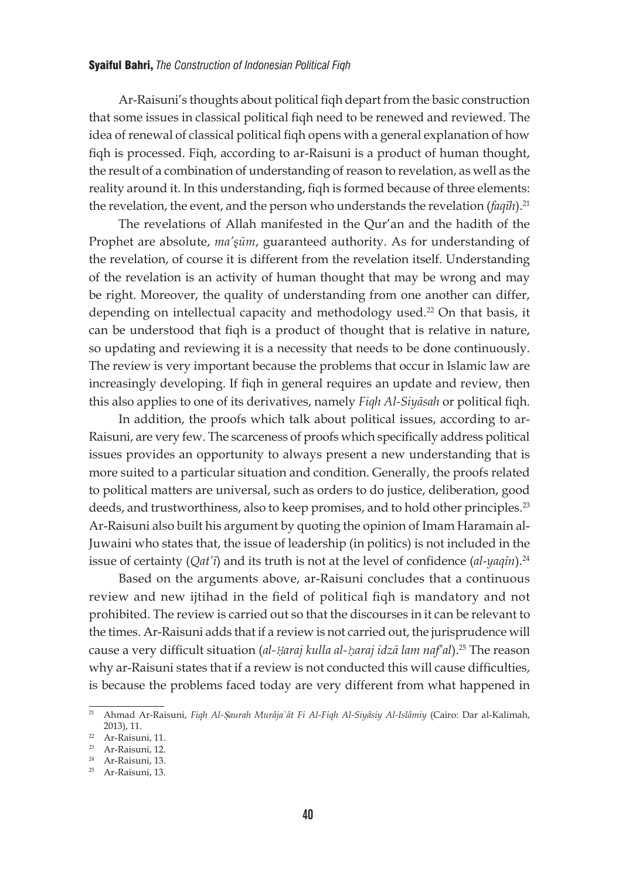Ar-Raisuni's thoughts about political fiqh depart from the basic construction that some issues in classical political fiqh need to be renewed and reviewed. The idea of renewal of classical political fiqh opens with a general explanation of how fiqh is processed. Fiqh, according to ar-Raisuni is a product of human thought, the result of a combination of understanding of reason to revelation, as well as the reality around it. In this understanding, fiqh is formed because of three elements: the revelation, the event, and the person who understands the revelation (*faqīh*).[21]

The revelations of Allah manifested in the Qur'an and the hadith of the Prophet are absolute, *ma'şūm*, guaranteed authority. As for understanding of the revelation, of course it is different from the revelation itself. Understanding of the revelation is an activity of human thought that may be wrong and may be right. Moreover, the quality of understanding from one another can differ, depending on intellectual capacity and methodology used.[22] On that basis, it can be understood that fiqh is a product of thought that is relative in nature, so updating and reviewing it is a necessity that needs to be done continuously. The review is very important because the problems that occur in Islamic law are increasingly developing. If fiqh in general requires an update and review, then this also applies to one of its derivatives, namely *Fiqh Al-Siyāsah* or political fiqh.

In addition, the proofs which talk about political issues, according to ar-Raisuni, are very few. The scarceness of proofs which specifically address political issues provides an opportunity to always present a new understanding that is more suited to a particular situation and condition. Generally, the proofs related to political matters are universal, such as orders to do justice, deliberation, good deeds, and trustworthiness, also to keep promises, and to hold other principles.[23] Ar-Raisuni also built his argument by quoting the opinion of Imam Haramain al-Juwaini who states that, the issue of leadership (in politics) is not included in the issue of certainty (*Qat'ī*) and its truth is not at the level of confidence (*al-yaqīn*).[24]

Based on the arguments above, ar-Raisuni concludes that a continuous review and new ijtihad in the field of political fiqh is mandatory and not prohibited. The review is carried out so that the discourses in it can be relevant to the times. Ar-Raisuni adds that if a review is not carried out, the jurisprudence will cause a very difficult situation (*al-Ḥaraj kulla al-ḥaraj idzā lam naf'al*).[25] The reason why ar-Raisuni states that if a review is not conducted this will cause difficulties, is because the problems faced today are very different from what happened in

---

[21] Ahmad Ar-Raisuni, *Fiqh Al-Ṣaurah Murâja`ât Fi Al-Fiqh Al-Siyâsiy Al-Islâmiy* (Cairo: Dar al-Kalimah, 2013), 11.

[22] Ar-Raisuni, 11.

[23] Ar-Raisuni, 12.

[24] Ar-Raisuni, 13.

[25] Ar-Raisuni, 13.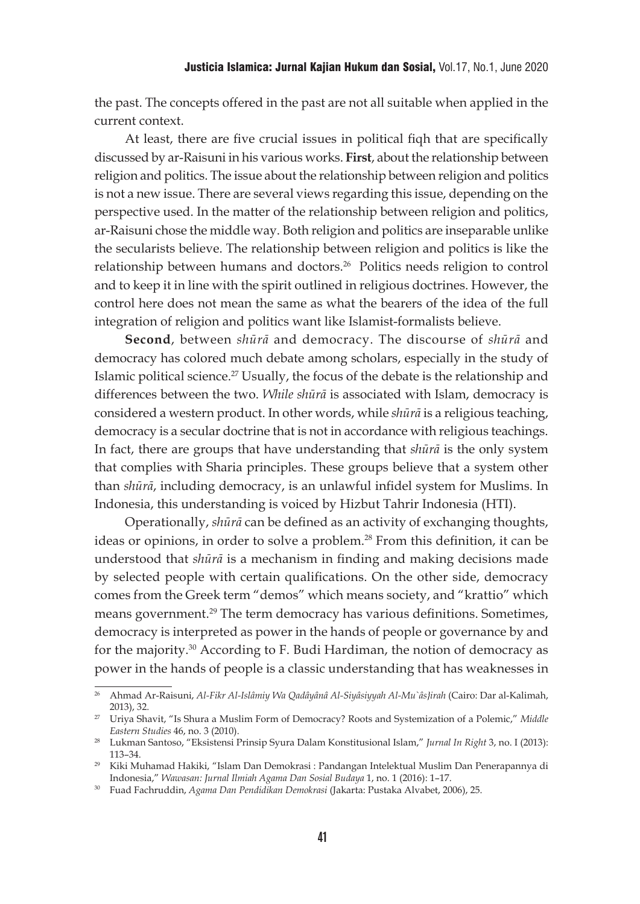the past. The concepts offered in the past are not all suitable when applied in the current context.

At least, there are five crucial issues in political fiqh that are specifically discussed by ar-Raisuni in his various works. **First**, about the relationship between religion and politics. The issue about the relationship between religion and politics is not a new issue. There are several views regarding this issue, depending on the perspective used. In the matter of the relationship between religion and politics, ar-Raisuni chose the middle way. Both religion and politics are inseparable unlike the secularists believe. The relationship between religion and politics is like the relationship between humans and doctors.[26] Politics needs religion to control and to keep it in line with the spirit outlined in religious doctrines. However, the control here does not mean the same as what the bearers of the idea of the full integration of religion and politics want like Islamist-formalists believe.

**Second**, between *shūrā* and democracy. The discourse of *shūrā* and democracy has colored much debate among scholars, especially in the study of Islamic political science.[27] Usually, the focus of the debate is the relationship and differences between the two. *While shūrā* is associated with Islam, democracy is considered a western product. In other words, while *shūrā* is a religious teaching, democracy is a secular doctrine that is not in accordance with religious teachings. In fact, there are groups that have understanding that *shūrā* is the only system that complies with Sharia principles. These groups believe that a system other than *shūrā*, including democracy, is an unlawful infidel system for Muslims. In Indonesia, this understanding is voiced by Hizbut Tahrir Indonesia (HTI).

Operationally, *shūrā* can be defined as an activity of exchanging thoughts, ideas or opinions, in order to solve a problem.[28] From this definition, it can be understood that *shūrā* is a mechanism in finding and making decisions made by selected people with certain qualifications. On the other side, democracy comes from the Greek term "demos" which means society, and "krattio" which means government.[29] The term democracy has various definitions. Sometimes, democracy is interpreted as power in the hands of people or governance by and for the majority.[30] According to F. Budi Hardiman, the notion of democracy as power in the hands of people is a classic understanding that has weaknesses in

---

[26] Ahmad Ar-Raisuni, *Al-Fikr Al-Islâmiy Wa Qadâyânâ Al-Siyâsiyyah Al-Mu`âs}irah* (Cairo: Dar al-Kalimah, 2013), 32.

[27] Uriya Shavit, "Is Shura a Muslim Form of Democracy? Roots and Systemization of a Polemic," *Middle Eastern Studies* 46, no. 3 (2010).

[28] Lukman Santoso, "Eksistensi Prinsip Syura Dalam Konstitusional Islam," *Jurnal In Right* 3, no. I (2013): 113–34.

[29] Kiki Muhamad Hakiki, "Islam Dan Demokrasi : Pandangan Intelektual Muslim Dan Penerapannya di Indonesia," *Wawasan: Jurnal Ilmiah Agama Dan Sosial Budaya* 1, no. 1 (2016): 1–17.

[30] Fuad Fachruddin, *Agama Dan Pendidikan Demokrasi* (Jakarta: Pustaka Alvabet, 2006), 25.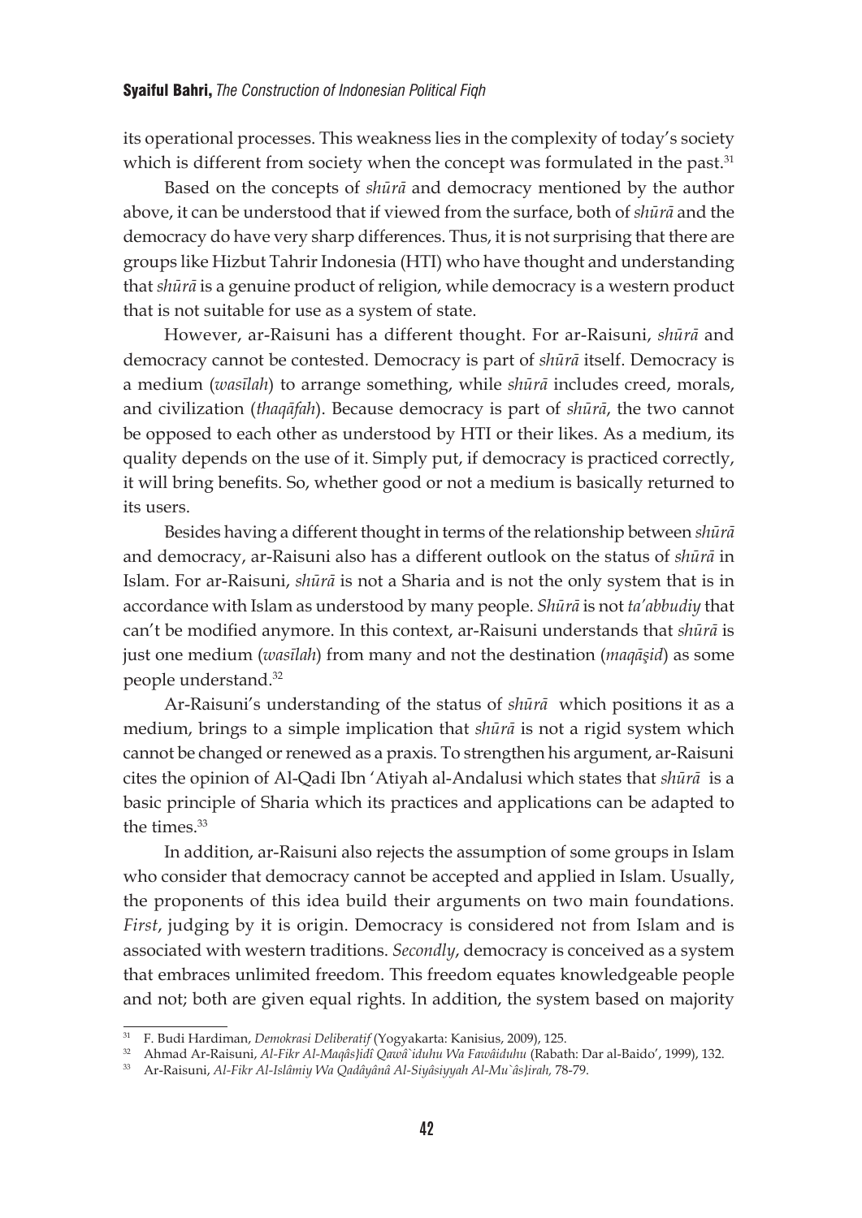its operational processes. This weakness lies in the complexity of today's society which is different from society when the concept was formulated in the past.[31]

Based on the concepts of *shūrā* and democracy mentioned by the author above, it can be understood that if viewed from the surface, both of *shūrā* and the democracy do have very sharp differences. Thus, it is not surprising that there are groups like Hizbut Tahrir Indonesia (HTI) who have thought and understanding that *shūrā* is a genuine product of religion, while democracy is a western product that is not suitable for use as a system of state.

However, ar-Raisuni has a different thought. For ar-Raisuni, *shūrā* and democracy cannot be contested. Democracy is part of *shūrā* itself. Democracy is a medium (*wasīlah*) to arrange something, while *shūrā* includes creed, morals, and civilization (*thaqāfah*). Because democracy is part of *shūrā*, the two cannot be opposed to each other as understood by HTI or their likes. As a medium, its quality depends on the use of it. Simply put, if democracy is practiced correctly, it will bring benefits. So, whether good or not a medium is basically returned to its users.

Besides having a different thought in terms of the relationship between *shūrā* and democracy, ar-Raisuni also has a different outlook on the status of *shūrā* in Islam. For ar-Raisuni, *shūrā* is not a Sharia and is not the only system that is in accordance with Islam as understood by many people. *Shūrā* is not *ta'abbudiy* that can't be modified anymore. In this context, ar-Raisuni understands that *shūrā* is just one medium (*wasīlah*) from many and not the destination (*maqāṣid*) as some people understand.[32]

Ar-Raisuni's understanding of the status of *shūrā* which positions it as a medium, brings to a simple implication that *shūrā* is not a rigid system which cannot be changed or renewed as a praxis. To strengthen his argument, ar-Raisuni cites the opinion of Al-Qadi Ibn 'Atiyah al-Andalusi which states that *shūrā* is a basic principle of Sharia which its practices and applications can be adapted to the times.[33]

In addition, ar-Raisuni also rejects the assumption of some groups in Islam who consider that democracy cannot be accepted and applied in Islam. Usually, the proponents of this idea build their arguments on two main foundations. *First*, judging by it is origin. Democracy is considered not from Islam and is associated with western traditions. *Secondly*, democracy is conceived as a system that embraces unlimited freedom. This freedom equates knowledgeable people and not; both are given equal rights. In addition, the system based on majority

---

[31] F. Budi Hardiman, *Demokrasi Deliberatif* (Yogyakarta: Kanisius, 2009), 125.

[32] Ahmad Ar-Raisuni, *Al-Fikr Al-Maqâṣidî Qawâ`iduhu Wa Fawâiduhu* (Rabath: Dar al-Baido', 1999), 132.

[33] Ar-Raisuni, *Al-Fikr Al-Islâmiy Wa Qadâyânâ Al-Siyâsiyyah Al-Mu`âṣirah,* 78-79.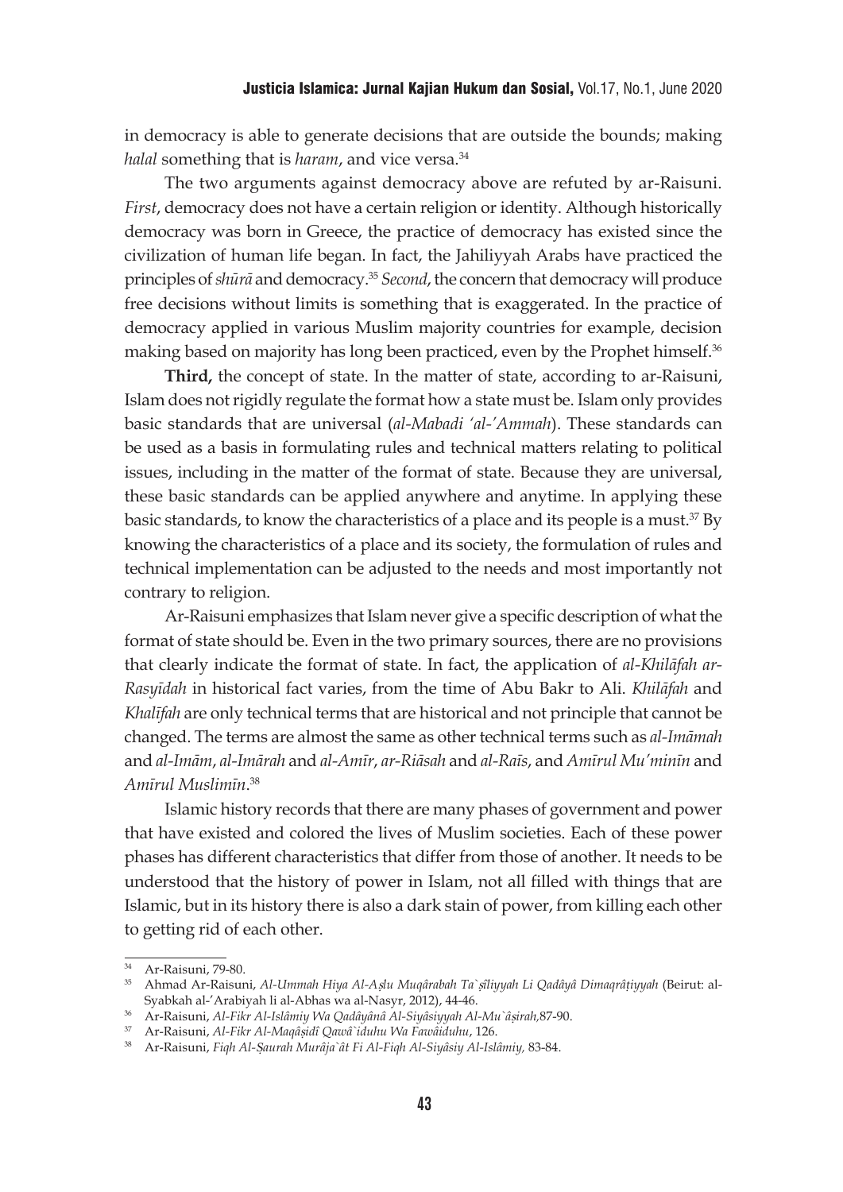in democracy is able to generate decisions that are outside the bounds; making *halal* something that is *haram*, and vice versa.[34]

The two arguments against democracy above are refuted by ar-Raisuni. *First*, democracy does not have a certain religion or identity. Although historically democracy was born in Greece, the practice of democracy has existed since the civilization of human life began. In fact, the Jahiliyyah Arabs have practiced the principles of *shūrā* and democracy.[35] *Second*, the concern that democracy will produce free decisions without limits is something that is exaggerated. In the practice of democracy applied in various Muslim majority countries for example, decision making based on majority has long been practiced, even by the Prophet himself.[36]

**Third,** the concept of state. In the matter of state, according to ar-Raisuni, Islam does not rigidly regulate the format how a state must be. Islam only provides basic standards that are universal (*al-Mabadi 'al-'Ammah*). These standards can be used as a basis in formulating rules and technical matters relating to political issues, including in the matter of the format of state. Because they are universal, these basic standards can be applied anywhere and anytime. In applying these basic standards, to know the characteristics of a place and its people is a must.[37] By knowing the characteristics of a place and its society, the formulation of rules and technical implementation can be adjusted to the needs and most importantly not contrary to religion.

Ar-Raisuni emphasizes that Islam never give a specific description of what the format of state should be. Even in the two primary sources, there are no provisions that clearly indicate the format of state. In fact, the application of *al-Khilāfah ar-Rasyīdah* in historical fact varies, from the time of Abu Bakr to Ali. *Khilāfah* and *Khalīfah* are only technical terms that are historical and not principle that cannot be changed. The terms are almost the same as other technical terms such as *al-Imāmah* and *al-Imām*, *al-Imārah* and *al-Amīr*, *ar-Riāsah* and *al-Raīs*, and *Amīrul Mu'minīn* and *Amīrul Muslimīn*.[38]

Islamic history records that there are many phases of government and power that have existed and colored the lives of Muslim societies. Each of these power phases has different characteristics that differ from those of another. It needs to be understood that the history of power in Islam, not all filled with things that are Islamic, but in its history there is also a dark stain of power, from killing each other to getting rid of each other.

---

[34] Ar-Raisuni, 79-80.

[35] Ahmad Ar-Raisuni, *Al-Ummah Hiya Al-Aṣlu Muqârabah Ta`ṣîliyyah Li Qadâyâ Dimaqrâṭiyyah* (Beirut: al-Syabkah al-'Arabiyah li al-Abhas wa al-Nasyr, 2012), 44-46.

[36] Ar-Raisuni, *Al-Fikr Al-Islâmiy Wa Qadâyânâ Al-Siyâsiyyah Al-Mu`âṣirah*,87-90.

[37] Ar-Raisuni, *Al-Fikr Al-Maqâṣidî Qawâ`iduhu Wa Fawâiduhu*, 126.

[38] Ar-Raisuni, *Fiqh Al-Ṣaurah Murâja`ât Fi Al-Fiqh Al-Siyâsiy Al-Islâmiy*, 83-84.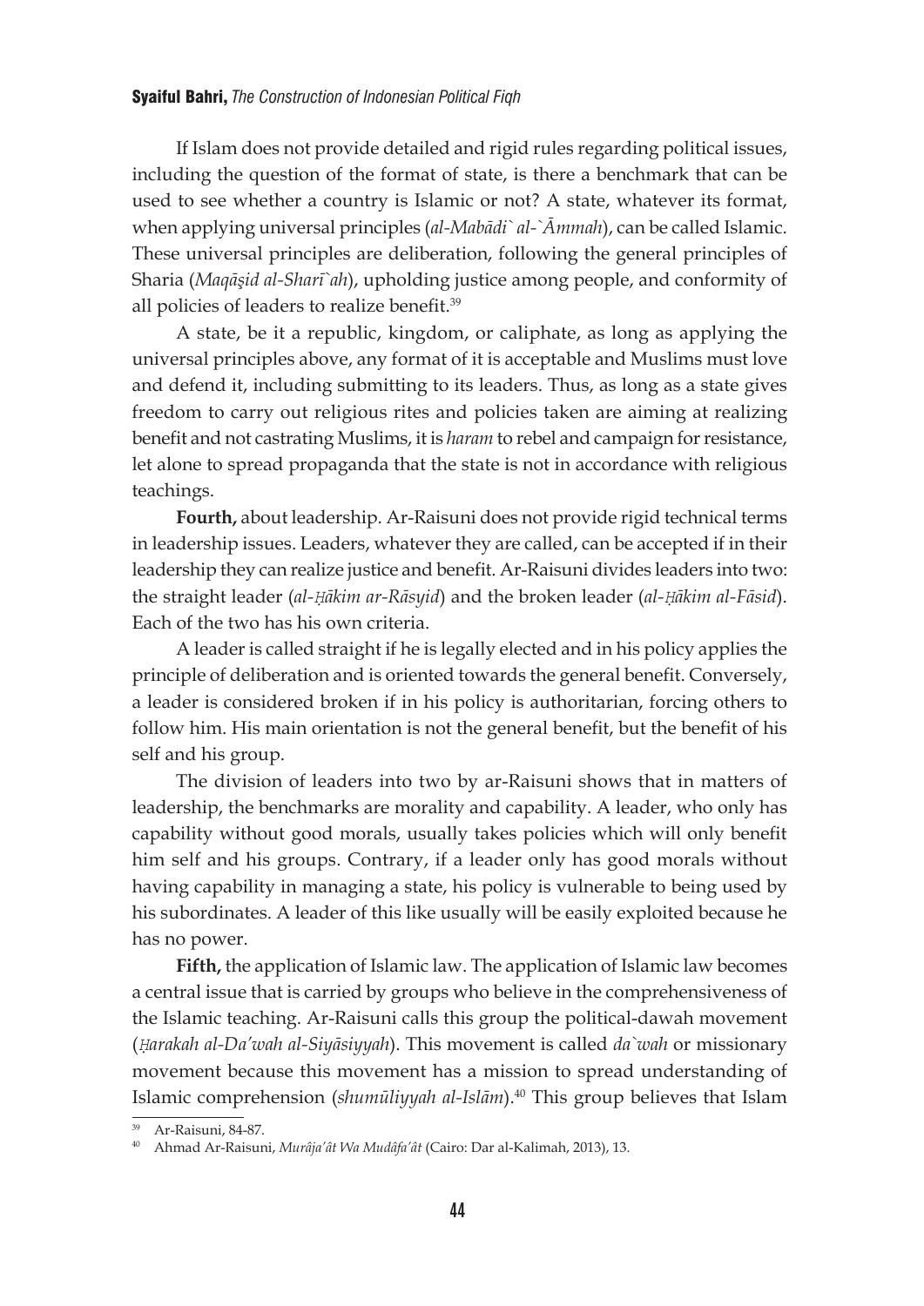If Islam does not provide detailed and rigid rules regarding political issues, including the question of the format of state, is there a benchmark that can be used to see whether a country is Islamic or not? A state, whatever its format, when applying universal principles (*al-Mabādi` al-`Āmmah*), can be called Islamic. These universal principles are deliberation, following the general principles of Sharia (*Maqāṣid al-Sharī`ah*), upholding justice among people, and conformity of all policies of leaders to realize benefit.[39]

A state, be it a republic, kingdom, or caliphate, as long as applying the universal principles above, any format of it is acceptable and Muslims must love and defend it, including submitting to its leaders. Thus, as long as a state gives freedom to carry out religious rites and policies taken are aiming at realizing benefit and not castrating Muslims, it is *haram* to rebel and campaign for resistance, let alone to spread propaganda that the state is not in accordance with religious teachings.

**Fourth,** about leadership. Ar-Raisuni does not provide rigid technical terms in leadership issues. Leaders, whatever they are called, can be accepted if in their leadership they can realize justice and benefit. Ar-Raisuni divides leaders into two: the straight leader (*al-Ḥākim ar-Rāsyid*) and the broken leader (*al-Ḥākim al-Fāsid*). Each of the two has his own criteria.

A leader is called straight if he is legally elected and in his policy applies the principle of deliberation and is oriented towards the general benefit. Conversely, a leader is considered broken if in his policy is authoritarian, forcing others to follow him. His main orientation is not the general benefit, but the benefit of his self and his group.

The division of leaders into two by ar-Raisuni shows that in matters of leadership, the benchmarks are morality and capability. A leader, who only has capability without good morals, usually takes policies which will only benefit him self and his groups. Contrary, if a leader only has good morals without having capability in managing a state, his policy is vulnerable to being used by his subordinates. A leader of this like usually will be easily exploited because he has no power.

**Fifth,** the application of Islamic law. The application of Islamic law becomes a central issue that is carried by groups who believe in the comprehensiveness of the Islamic teaching. Ar-Raisuni calls this group the political-dawah movement (*Ḥarakah al-Da'wah al-Siyāsiyyah*). This movement is called *da`wah* or missionary movement because this movement has a mission to spread understanding of Islamic comprehension (*shumūliyyah al-Islām*).[40] This group believes that Islam

---

[39] Ar-Raisuni, 84-87.

[40] Ahmad Ar-Raisuni, *Murâja'ât Wa Mudâfa'ât* (Cairo: Dar al-Kalimah, 2013), 13.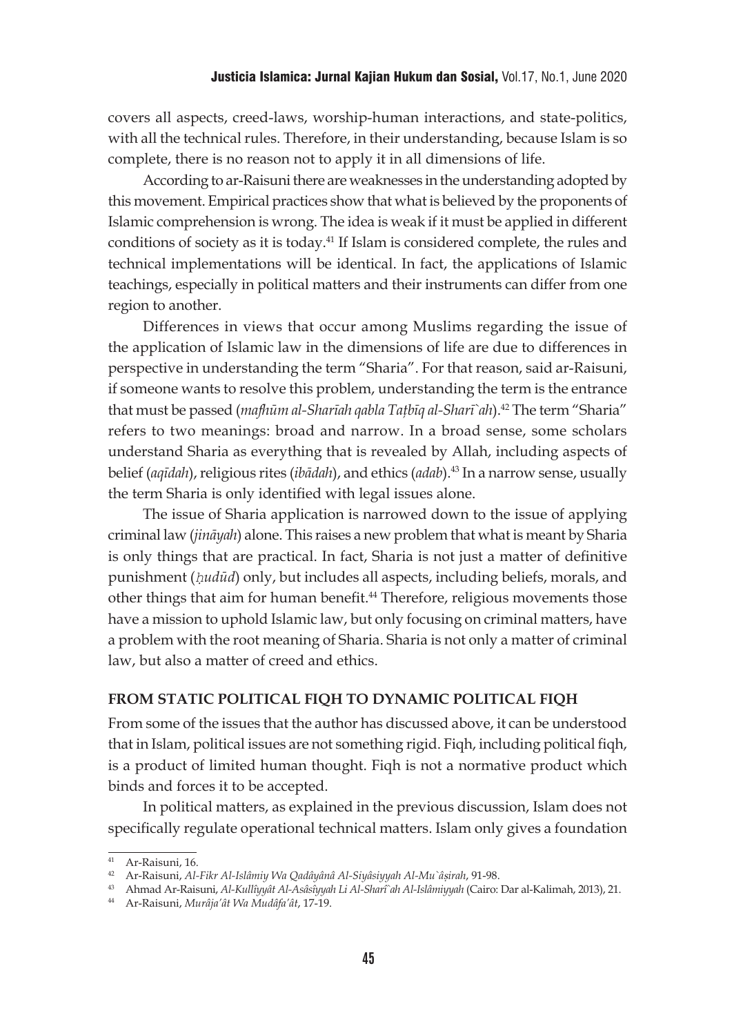covers all aspects, creed-laws, worship-human interactions, and state-politics, with all the technical rules. Therefore, in their understanding, because Islam is so complete, there is no reason not to apply it in all dimensions of life.

According to ar-Raisuni there are weaknesses in the understanding adopted by this movement. Empirical practices show that what is believed by the proponents of Islamic comprehension is wrong. The idea is weak if it must be applied in different conditions of society as it is today.[41] If Islam is considered complete, the rules and technical implementations will be identical. In fact, the applications of Islamic teachings, especially in political matters and their instruments can differ from one region to another.

Differences in views that occur among Muslims regarding the issue of the application of Islamic law in the dimensions of life are due to differences in perspective in understanding the term "Sharia". For that reason, said ar-Raisuni, if someone wants to resolve this problem, understanding the term is the entrance that must be passed (*mafhūm al-Sharīah qabla Taṭbīq al-Sharī`ah*).[42] The term "Sharia" refers to two meanings: broad and narrow. In a broad sense, some scholars understand Sharia as everything that is revealed by Allah, including aspects of belief (*aqīdah*), religious rites (*ibādah*), and ethics (*adab*).[43] In a narrow sense, usually the term Sharia is only identified with legal issues alone.

The issue of Sharia application is narrowed down to the issue of applying criminal law (*jināyah*) alone. This raises a new problem that what is meant by Sharia is only things that are practical. In fact, Sharia is not just a matter of definitive punishment (*ḥudūd*) only, but includes all aspects, including beliefs, morals, and other things that aim for human benefit.[44] Therefore, religious movements those have a mission to uphold Islamic law, but only focusing on criminal matters, have a problem with the root meaning of Sharia. Sharia is not only a matter of criminal law, but also a matter of creed and ethics.

## FROM STATIC POLITICAL FIQH TO DYNAMIC POLITICAL FIQH

From some of the issues that the author has discussed above, it can be understood that in Islam, political issues are not something rigid. Fiqh, including political fiqh, is a product of limited human thought. Fiqh is not a normative product which binds and forces it to be accepted.

In political matters, as explained in the previous discussion, Islam does not specifically regulate operational technical matters. Islam only gives a foundation

---

[41] Ar-Raisuni, 16.

[42] Ar-Raisuni, *Al-Fikr Al-Islâmiy Wa Qadâyânâ Al-Siyâsiyyah Al-Mu`âṣirah*, 91-98.

[43] Ahmad Ar-Raisuni, *Al-Kullîyyât Al-Asâsîyyah Li Al-Sharî`ah Al-Islâmiyyah* (Cairo: Dar al-Kalimah, 2013), 21.

[44] Ar-Raisuni, *Murâja'ât Wa Mudâfa'ât*, 17-19.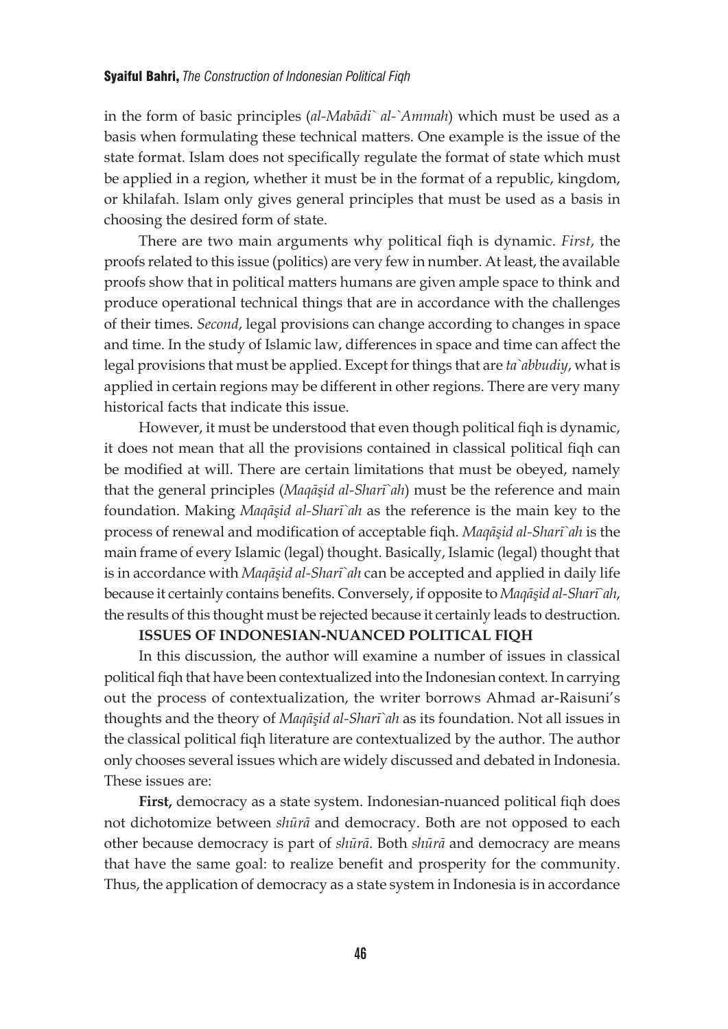in the form of basic principles (*al-Mabādi` al-`Ammah*) which must be used as a basis when formulating these technical matters. One example is the issue of the state format. Islam does not specifically regulate the format of state which must be applied in a region, whether it must be in the format of a republic, kingdom, or khilafah. Islam only gives general principles that must be used as a basis in choosing the desired form of state.

There are two main arguments why political fiqh is dynamic. *First*, the proofs related to this issue (politics) are very few in number. At least, the available proofs show that in political matters humans are given ample space to think and produce operational technical things that are in accordance with the challenges of their times. *Second*, legal provisions can change according to changes in space and time. In the study of Islamic law, differences in space and time can affect the legal provisions that must be applied. Except for things that are *ta`abbudiy*, what is applied in certain regions may be different in other regions. There are very many historical facts that indicate this issue.

However, it must be understood that even though political fiqh is dynamic, it does not mean that all the provisions contained in classical political fiqh can be modified at will. There are certain limitations that must be obeyed, namely that the general principles (*Maqāşid al-Sharī`ah*) must be the reference and main foundation. Making *Maqāşid al-Sharī`ah* as the reference is the main key to the process of renewal and modification of acceptable fiqh. *Maqāşid al-Sharī`ah* is the main frame of every Islamic (legal) thought. Basically, Islamic (legal) thought that is in accordance with *Maqāşid al-Sharī`ah* can be accepted and applied in daily life because it certainly contains benefits. Conversely, if opposite to *Maqāşid al-Sharī`ah*, the results of this thought must be rejected because it certainly leads to destruction.

## ISSUES OF INDONESIAN-NUANCED POLITICAL FIQH

In this discussion, the author will examine a number of issues in classical political fiqh that have been contextualized into the Indonesian context. In carrying out the process of contextualization, the writer borrows Ahmad ar-Raisuni's thoughts and the theory of *Maqāşid al-Sharī`ah* as its foundation. Not all issues in the classical political fiqh literature are contextualized by the author. The author only chooses several issues which are widely discussed and debated in Indonesia. These issues are:

**First,** democracy as a state system. Indonesian-nuanced political fiqh does not dichotomize between *shūrā* and democracy. Both are not opposed to each other because democracy is part of *shūrā*. Both *shūrā* and democracy are means that have the same goal: to realize benefit and prosperity for the community. Thus, the application of democracy as a state system in Indonesia is in accordance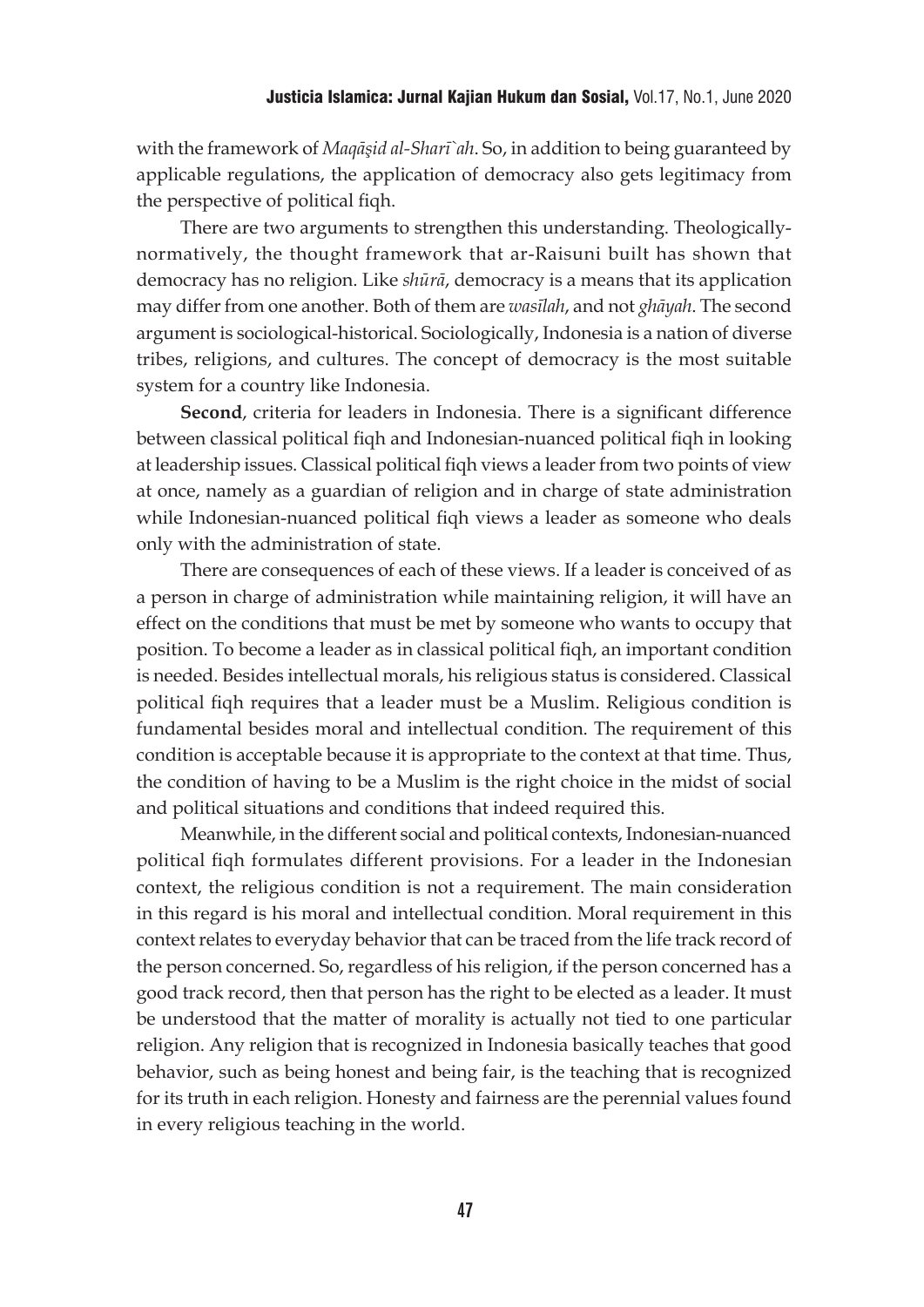with the framework of *Maqāṣid al-Sharī`ah*. So, in addition to being guaranteed by applicable regulations, the application of democracy also gets legitimacy from the perspective of political fiqh.

There are two arguments to strengthen this understanding. Theologically-normatively, the thought framework that ar-Raisuni built has shown that democracy has no religion. Like *shūrā*, democracy is a means that its application may differ from one another. Both of them are *wasīlah*, and not *ghāyah*. The second argument is sociological-historical. Sociologically, Indonesia is a nation of diverse tribes, religions, and cultures. The concept of democracy is the most suitable system for a country like Indonesia.

**Second**, criteria for leaders in Indonesia. There is a significant difference between classical political fiqh and Indonesian-nuanced political fiqh in looking at leadership issues. Classical political fiqh views a leader from two points of view at once, namely as a guardian of religion and in charge of state administration while Indonesian-nuanced political fiqh views a leader as someone who deals only with the administration of state.

There are consequences of each of these views. If a leader is conceived of as a person in charge of administration while maintaining religion, it will have an effect on the conditions that must be met by someone who wants to occupy that position. To become a leader as in classical political fiqh, an important condition is needed. Besides intellectual morals, his religious status is considered. Classical political fiqh requires that a leader must be a Muslim. Religious condition is fundamental besides moral and intellectual condition. The requirement of this condition is acceptable because it is appropriate to the context at that time. Thus, the condition of having to be a Muslim is the right choice in the midst of social and political situations and conditions that indeed required this.

Meanwhile, in the different social and political contexts, Indonesian-nuanced political fiqh formulates different provisions. For a leader in the Indonesian context, the religious condition is not a requirement. The main consideration in this regard is his moral and intellectual condition. Moral requirement in this context relates to everyday behavior that can be traced from the life track record of the person concerned. So, regardless of his religion, if the person concerned has a good track record, then that person has the right to be elected as a leader. It must be understood that the matter of morality is actually not tied to one particular religion. Any religion that is recognized in Indonesia basically teaches that good behavior, such as being honest and being fair, is the teaching that is recognized for its truth in each religion. Honesty and fairness are the perennial values found in every religious teaching in the world.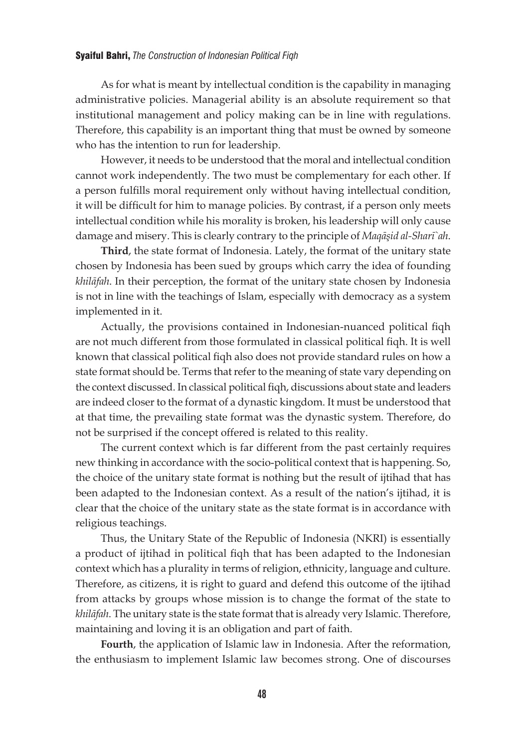As for what is meant by intellectual condition is the capability in managing administrative policies. Managerial ability is an absolute requirement so that institutional management and policy making can be in line with regulations. Therefore, this capability is an important thing that must be owned by someone who has the intention to run for leadership.

However, it needs to be understood that the moral and intellectual condition cannot work independently. The two must be complementary for each other. If a person fulfills moral requirement only without having intellectual condition, it will be difficult for him to manage policies. By contrast, if a person only meets intellectual condition while his morality is broken, his leadership will only cause damage and misery. This is clearly contrary to the principle of *Maqāṣid al-Sharī`ah*.

**Third**, the state format of Indonesia. Lately, the format of the unitary state chosen by Indonesia has been sued by groups which carry the idea of founding *khilāfah*. In their perception, the format of the unitary state chosen by Indonesia is not in line with the teachings of Islam, especially with democracy as a system implemented in it.

Actually, the provisions contained in Indonesian-nuanced political fiqh are not much different from those formulated in classical political fiqh. It is well known that classical political fiqh also does not provide standard rules on how a state format should be. Terms that refer to the meaning of state vary depending on the context discussed. In classical political fiqh, discussions about state and leaders are indeed closer to the format of a dynastic kingdom. It must be understood that at that time, the prevailing state format was the dynastic system. Therefore, do not be surprised if the concept offered is related to this reality.

The current context which is far different from the past certainly requires new thinking in accordance with the socio-political context that is happening. So, the choice of the unitary state format is nothing but the result of ijtihad that has been adapted to the Indonesian context. As a result of the nation's ijtihad, it is clear that the choice of the unitary state as the state format is in accordance with religious teachings.

Thus, the Unitary State of the Republic of Indonesia (NKRI) is essentially a product of ijtihad in political fiqh that has been adapted to the Indonesian context which has a plurality in terms of religion, ethnicity, language and culture. Therefore, as citizens, it is right to guard and defend this outcome of the ijtihad from attacks by groups whose mission is to change the format of the state to *khilāfah*. The unitary state is the state format that is already very Islamic. Therefore, maintaining and loving it is an obligation and part of faith.

**Fourth**, the application of Islamic law in Indonesia. After the reformation, the enthusiasm to implement Islamic law becomes strong. One of discourses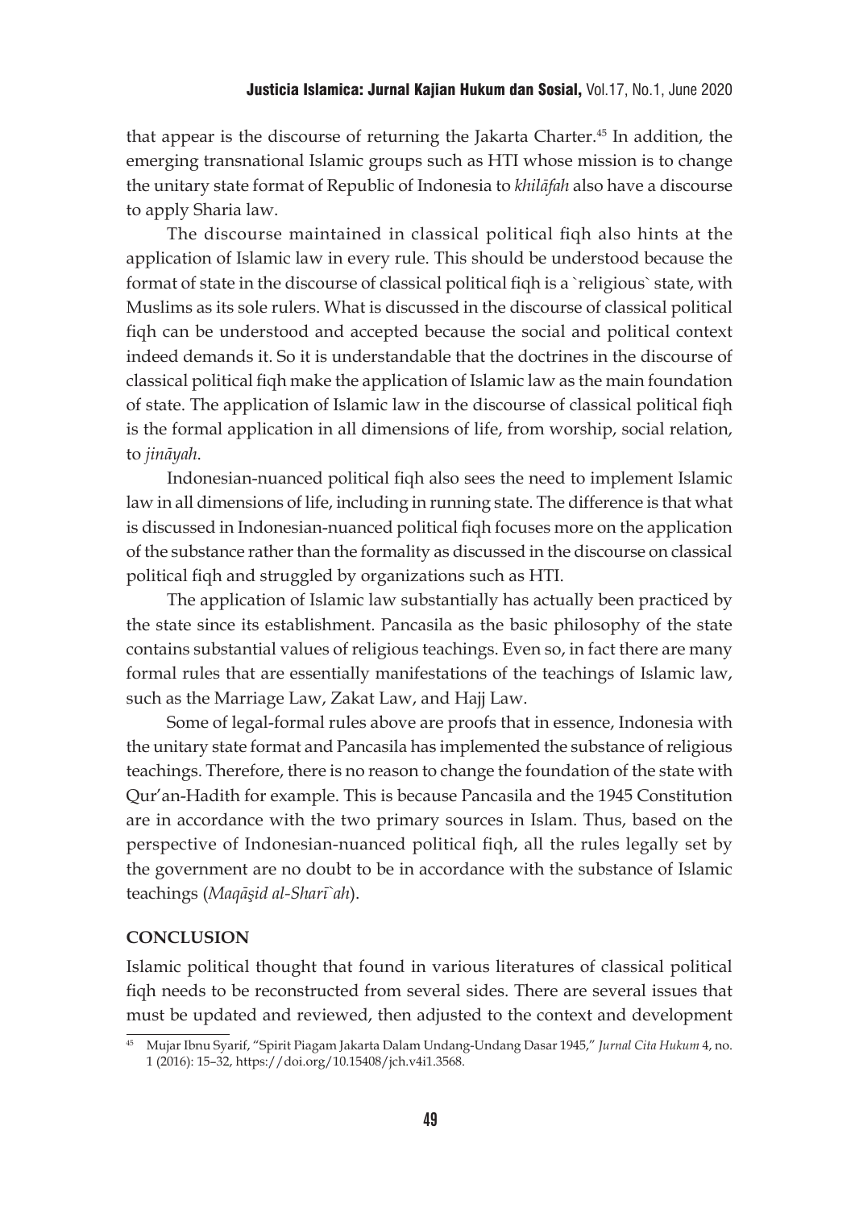that appear is the discourse of returning the Jakarta Charter.[45] In addition, the emerging transnational Islamic groups such as HTI whose mission is to change the unitary state format of Republic of Indonesia to *khilāfah* also have a discourse to apply Sharia law.

The discourse maintained in classical political fiqh also hints at the application of Islamic law in every rule. This should be understood because the format of state in the discourse of classical political fiqh is a `religious` state, with Muslims as its sole rulers. What is discussed in the discourse of classical political fiqh can be understood and accepted because the social and political context indeed demands it. So it is understandable that the doctrines in the discourse of classical political fiqh make the application of Islamic law as the main foundation of state. The application of Islamic law in the discourse of classical political fiqh is the formal application in all dimensions of life, from worship, social relation, to *jināyah*.

Indonesian-nuanced political fiqh also sees the need to implement Islamic law in all dimensions of life, including in running state. The difference is that what is discussed in Indonesian-nuanced political fiqh focuses more on the application of the substance rather than the formality as discussed in the discourse on classical political fiqh and struggled by organizations such as HTI.

The application of Islamic law substantially has actually been practiced by the state since its establishment. Pancasila as the basic philosophy of the state contains substantial values of religious teachings. Even so, in fact there are many formal rules that are essentially manifestations of the teachings of Islamic law, such as the Marriage Law, Zakat Law, and Hajj Law.

Some of legal-formal rules above are proofs that in essence, Indonesia with the unitary state format and Pancasila has implemented the substance of religious teachings. Therefore, there is no reason to change the foundation of the state with Qur'an-Hadith for example. This is because Pancasila and the 1945 Constitution are in accordance with the two primary sources in Islam. Thus, based on the perspective of Indonesian-nuanced political fiqh, all the rules legally set by the government are no doubt to be in accordance with the substance of Islamic teachings (*Maqāṣid al-Sharī`ah*).

## CONCLUSION

Islamic political thought that found in various literatures of classical political fiqh needs to be reconstructed from several sides. There are several issues that must be updated and reviewed, then adjusted to the context and development

[45] Mujar Ibnu Syarif, "Spirit Piagam Jakarta Dalam Undang-Undang Dasar 1945," *Jurnal Cita Hukum* 4, no. 1 (2016): 15–32, https://doi.org/10.15408/jch.v4i1.3568.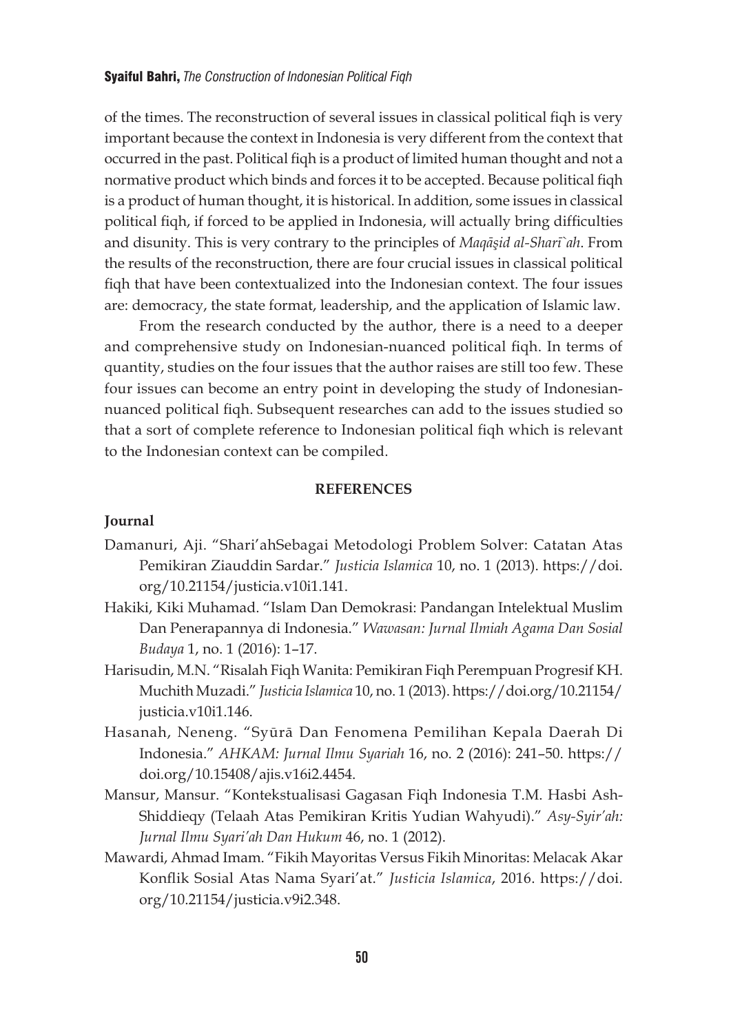of the times. The reconstruction of several issues in classical political fiqh is very important because the context in Indonesia is very different from the context that occurred in the past. Political fiqh is a product of limited human thought and not a normative product which binds and forces it to be accepted. Because political fiqh is a product of human thought, it is historical. In addition, some issues in classical political fiqh, if forced to be applied in Indonesia, will actually bring difficulties and disunity. This is very contrary to the principles of *Maqāṣid al-Sharī`ah*. From the results of the reconstruction, there are four crucial issues in classical political fiqh that have been contextualized into the Indonesian context. The four issues are: democracy, the state format, leadership, and the application of Islamic law.

From the research conducted by the author, there is a need to a deeper and comprehensive study on Indonesian-nuanced political fiqh. In terms of quantity, studies on the four issues that the author raises are still too few. These four issues can become an entry point in developing the study of Indonesian-nuanced political fiqh. Subsequent researches can add to the issues studied so that a sort of complete reference to Indonesian political fiqh which is relevant to the Indonesian context can be compiled.

## REFERENCES

### Journal

Damanuri, Aji. "Shari'ahSebagai Metodologi Problem Solver: Catatan Atas Pemikiran Ziauddin Sardar." *Justicia Islamica* 10, no. 1 (2013). https://doi.org/10.21154/justicia.v10i1.141.

Hakiki, Kiki Muhamad. "Islam Dan Demokrasi: Pandangan Intelektual Muslim Dan Penerapannya di Indonesia." *Wawasan: Jurnal Ilmiah Agama Dan Sosial Budaya* 1, no. 1 (2016): 1–17.

Harisudin, M.N. "Risalah Fiqh Wanita: Pemikiran Fiqh Perempuan Progresif KH. Muchith Muzadi." *Justicia Islamica* 10, no. 1 (2013). https://doi.org/10.21154/justicia.v10i1.146.

Hasanah, Neneng. "Syūrā Dan Fenomena Pemilihan Kepala Daerah Di Indonesia." *AHKAM: Jurnal Ilmu Syariah* 16, no. 2 (2016): 241–50. https://doi.org/10.15408/ajis.v16i2.4454.

Mansur, Mansur. "Kontekstualisasi Gagasan Fiqh Indonesia T.M. Hasbi Ash-Shiddieqy (Telaah Atas Pemikiran Kritis Yudian Wahyudi)." *Asy-Syir'ah: Jurnal Ilmu Syari'ah Dan Hukum* 46, no. 1 (2012).

Mawardi, Ahmad Imam. "Fikih Mayoritas Versus Fikih Minoritas: Melacak Akar Konflik Sosial Atas Nama Syari'at." *Justicia Islamica*, 2016. https://doi.org/10.21154/justicia.v9i2.348.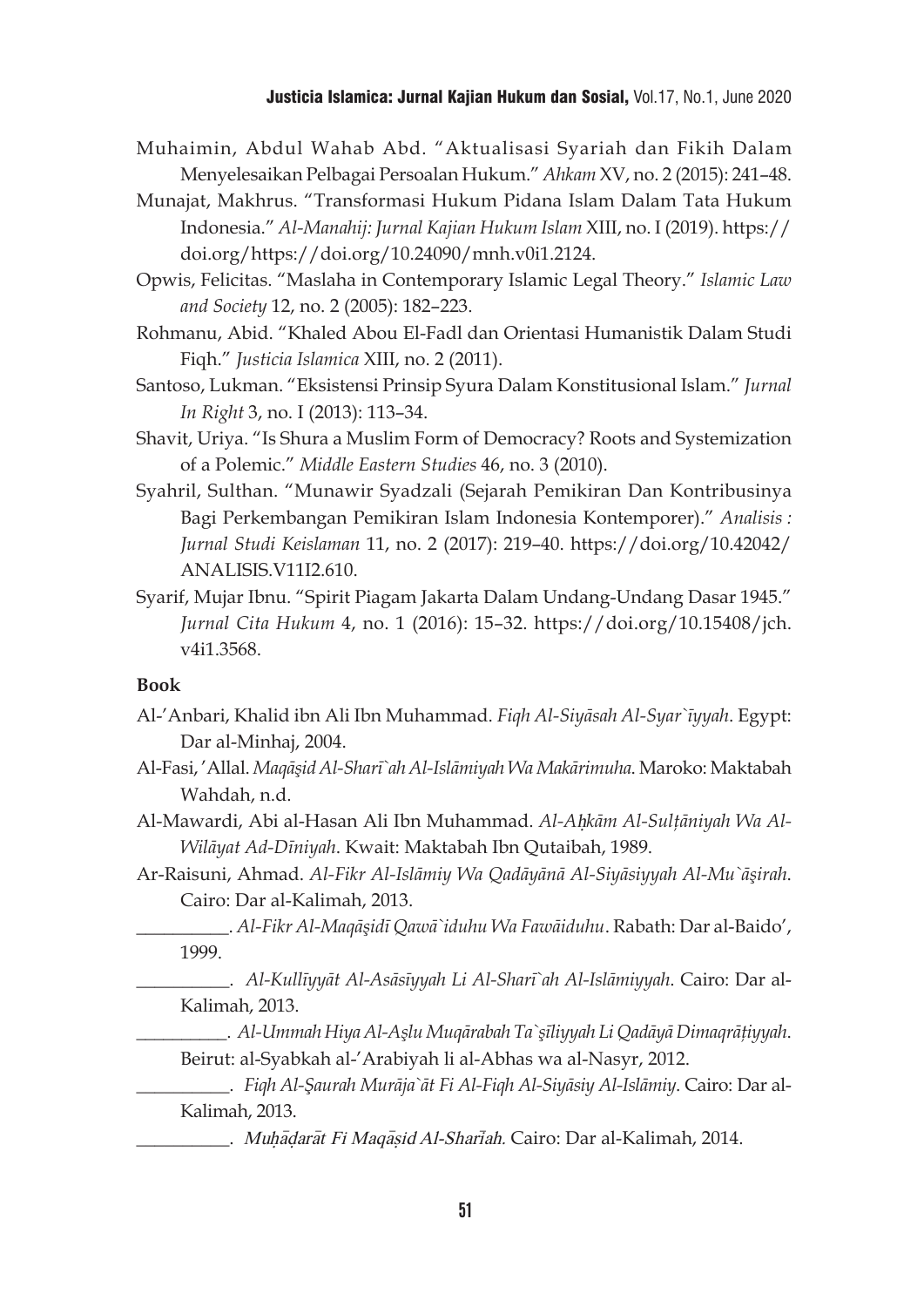Muhaimin, Abdul Wahab Abd. "Aktualisasi Syariah dan Fikih Dalam Menyelesaikan Pelbagai Persoalan Hukum." *Ahkam* XV, no. 2 (2015): 241–48.

Munajat, Makhrus. "Transformasi Hukum Pidana Islam Dalam Tata Hukum Indonesia." *Al-Manahij: Jurnal Kajian Hukum Islam* XIII, no. I (2019). https://doi.org/https://doi.org/10.24090/mnh.v0i1.2124.

Opwis, Felicitas. "Maslaha in Contemporary Islamic Legal Theory." *Islamic Law and Society* 12, no. 2 (2005): 182–223.

Rohmanu, Abid. "Khaled Abou El-Fadl dan Orientasi Humanistik Dalam Studi Fiqh." *Justicia Islamica* XIII, no. 2 (2011).

Santoso, Lukman. "Eksistensi Prinsip Syura Dalam Konstitusional Islam." *Jurnal In Right* 3, no. I (2013): 113–34.

Shavit, Uriya. "Is Shura a Muslim Form of Democracy? Roots and Systemization of a Polemic." *Middle Eastern Studies* 46, no. 3 (2010).

Syahril, Sulthan. "Munawir Syadzali (Sejarah Pemikiran Dan Kontribusinya Bagi Perkembangan Pemikiran Islam Indonesia Kontemporer)." *Analisis : Jurnal Studi Keislaman* 11, no. 2 (2017): 219–40. https://doi.org/10.42042/ANALISIS.V11I2.610.

Syarif, Mujar Ibnu. "Spirit Piagam Jakarta Dalam Undang-Undang Dasar 1945." *Jurnal Cita Hukum* 4, no. 1 (2016): 15–32. https://doi.org/10.15408/jch.v4i1.3568.

**Book**

Al-'Anbari, Khalid ibn Ali Ibn Muhammad. *Fiqh Al-Siyāsah Al-Syar`īyyah*. Egypt: Dar al-Minhaj, 2004.

Al-Fasi, 'Allal. *Maqāşid Al-Sharī`ah Al-Islāmiyah Wa Makārimuha*. Maroko: Maktabah Wahdah, n.d.

Al-Mawardi, Abi al-Hasan Ali Ibn Muhammad. *Al-Aḥkām Al-Sulṭāniyah Wa Al-Wilāyat Ad-Dīniyah*. Kwait: Maktabah Ibn Qutaibah, 1989.

Ar-Raisuni, Ahmad. *Al-Fikr Al-Islāmiy Wa Qadāyānā Al-Siyāsiyyah Al-Mu`āşirah*. Cairo: Dar al-Kalimah, 2013.

__________. *Al-Fikr Al-Maqāşidī Qawā`iduhu Wa Fawāiduhu*. Rabath: Dar al-Baido', 1999.

__________. *Al-Kullīyyāt Al-Asāsīyyah Li Al-Sharī`ah Al-Islāmiyyah*. Cairo: Dar al-Kalimah, 2013.

__________. *Al-Ummah Hiya Al-Aşlu Muqārabah Ta`şīliyyah Li Qadāyā Dimaqrāṭiyyah*. Beirut: al-Syabkah al-'Arabiyah li al-Abhas wa al-Nasyr, 2012.

__________. *Fiqh Al-Şaurah Murāja`āt Fi Al-Fiqh Al-Siyāsiy Al-Islāmiy*. Cairo: Dar al-Kalimah, 2013.

__________. *Muḥāḍarāt Fi Maqāṣid Al-Sharī̄ah.* Cairo: Dar al-Kalimah, 2014.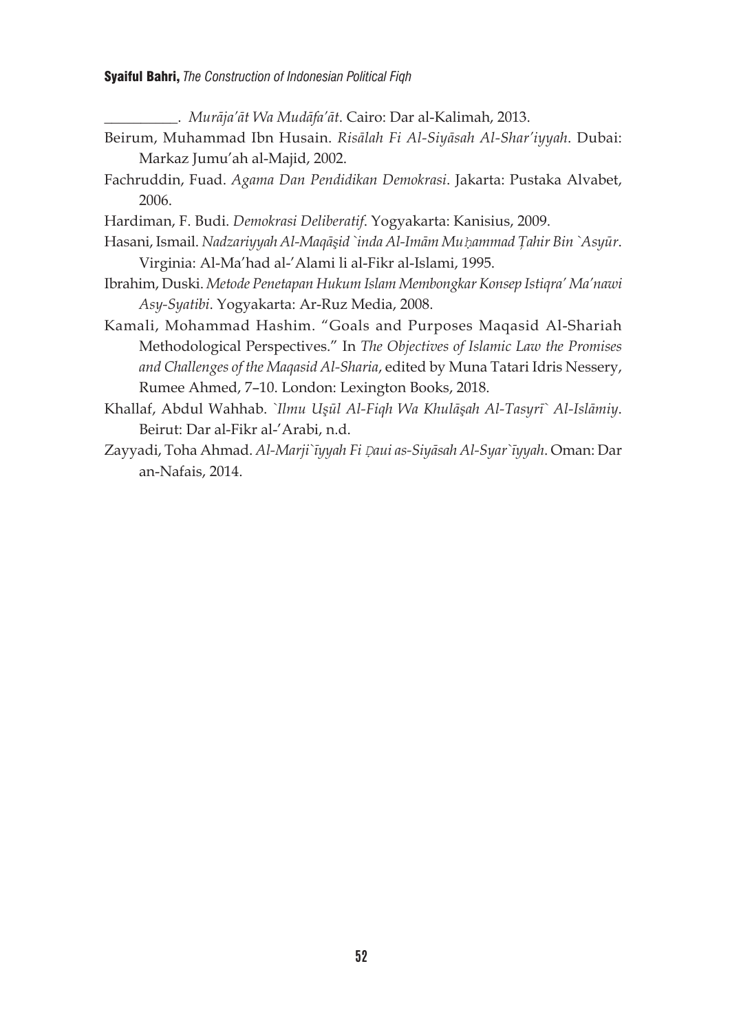\_\_\_\_\_\_\_\_\_\_. *Murāja'āt Wa Mudāfa'āt*. Cairo: Dar al-Kalimah, 2013.

Beirum, Muhammad Ibn Husain. *Risālah Fi Al-Siyāsah Al-Shar'iyyah*. Dubai: Markaz Jumu'ah al-Majid, 2002.

Fachruddin, Fuad. *Agama Dan Pendidikan Demokrasi*. Jakarta: Pustaka Alvabet, 2006.

Hardiman, F. Budi. *Demokrasi Deliberatif*. Yogyakarta: Kanisius, 2009.

Hasani, Ismail. *Nadzariyyah Al-Maqāṣid `inda Al-Imām Muḥammad Ṭahir Bin `Asyūr*. Virginia: Al-Ma'had al-'Alami li al-Fikr al-Islami, 1995.

Ibrahim, Duski. *Metode Penetapan Hukum Islam Membongkar Konsep Istiqra' Ma'nawi Asy-Syatibi*. Yogyakarta: Ar-Ruz Media, 2008.

Kamali, Mohammad Hashim. "Goals and Purposes Maqasid Al-Shariah Methodological Perspectives." In *The Objectives of Islamic Law the Promises and Challenges of the Maqasid Al-Sharia*, edited by Muna Tatari Idris Nessery, Rumee Ahmed, 7–10. London: Lexington Books, 2018.

Khallaf, Abdul Wahhab. *`Ilmu Uşūl Al-Fiqh Wa Khulāşah Al-Tasyrī` Al-Islāmiy*. Beirut: Dar al-Fikr al-'Arabi, n.d.

Zayyadi, Toha Ahmad. *Al-Marji`īyyah Fi Ḍaui as-Siyāsah Al-Syar`īyyah*. Oman: Dar an-Nafais, 2014.